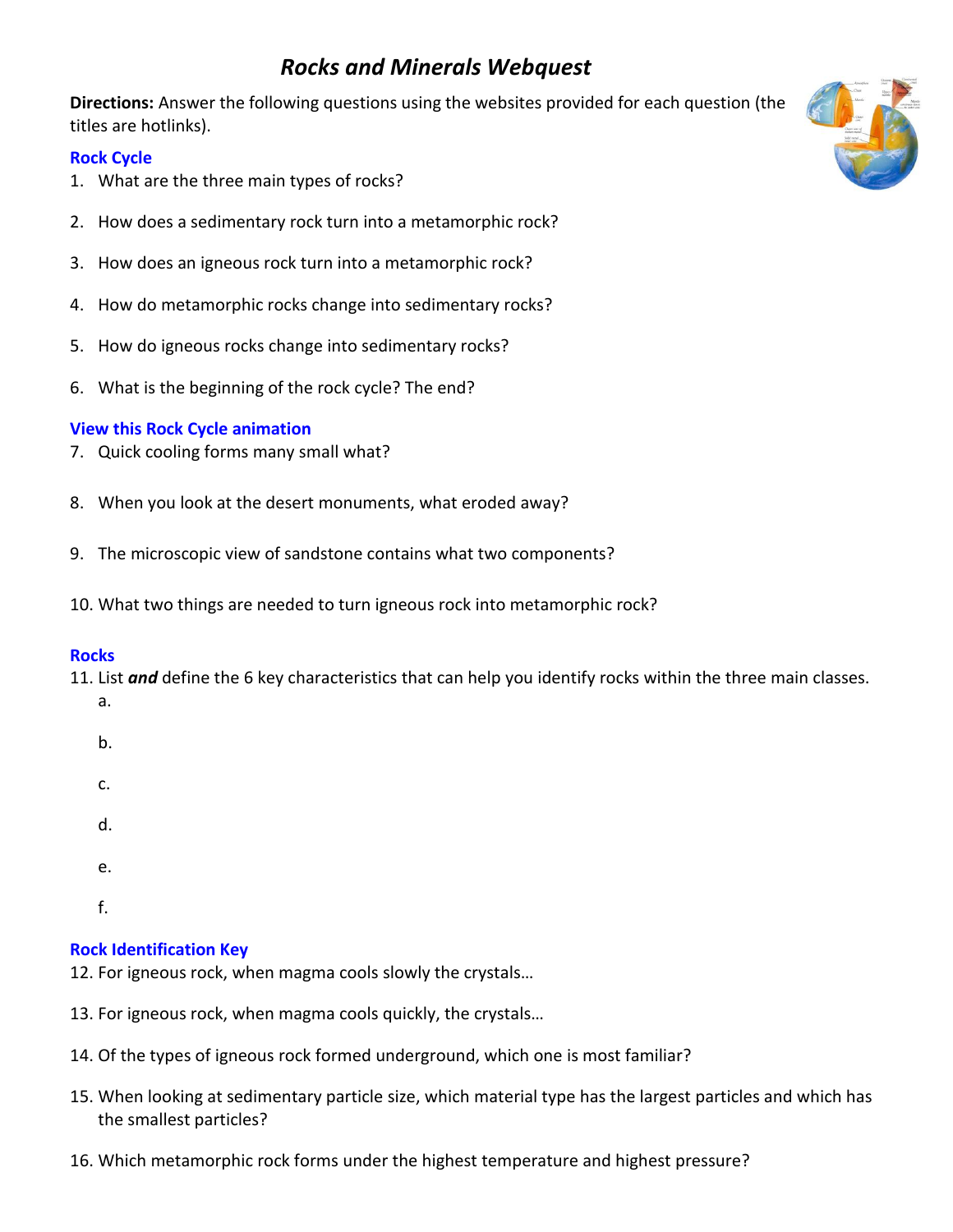# *Rocks and Minerals Webquest*

**Directions:** Answer the following questions using the websites provided for each question (the titles are hotlinks).

## Rock Cycle

1. What are the three main types of rocks?
2. How does a sedimentary rock turn into a metamorphic rock?
3. How does an igneous rock turn into a metamorphic rock?
4. How do metamorphic rocks change into sedimentary rocks?
5. How do igneous rocks change into sedimentary rocks?
6. What is the beginning of the rock cycle? The end?

## View this Rock Cycle animation

7. Quick cooling forms many small what?
8. When you look at the desert monuments, what eroded away?
9. The microscopic view of sandstone contains what two components?
10. What two things are needed to turn igneous rock into metamorphic rock?

## Rocks

11. List ***and*** define the 6 key characteristics that can help you identify rocks within the three main classes.
    a.
    b.
    c.
    d.
    e.
    f.

## Rock Identification Key

12. For igneous rock, when magma cools slowly the crystals…
13. For igneous rock, when magma cools quickly, the crystals…
14. Of the types of igneous rock formed underground, which one is most familiar?
15. When looking at sedimentary particle size, which material type has the largest particles and which has the smallest particles?
16. Which metamorphic rock forms under the highest temperature and highest pressure?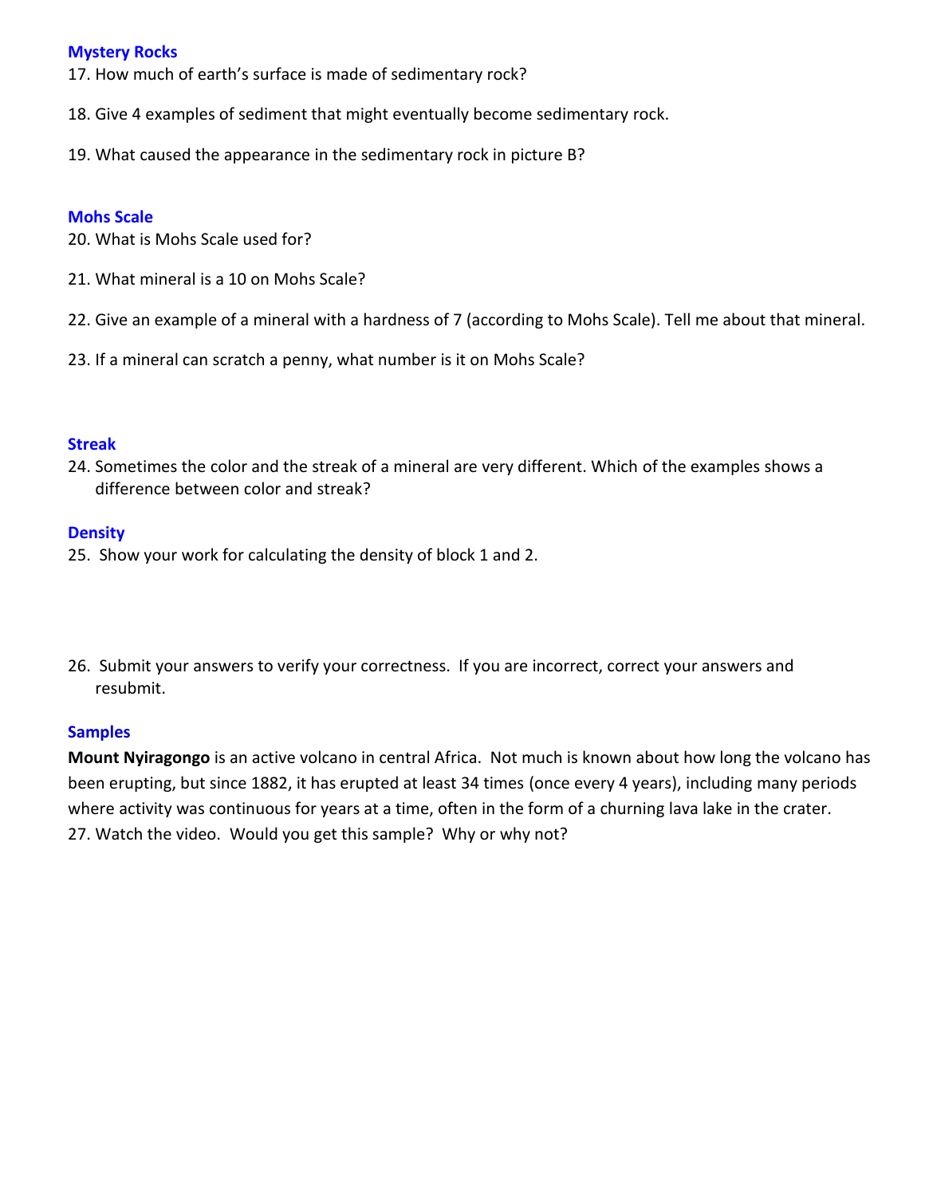### Mystery Rocks

17. How much of earth's surface is made of sedimentary rock?

18. Give 4 examples of sediment that might eventually become sedimentary rock.

19. What caused the appearance in the sedimentary rock in picture B?

### Mohs Scale

20. What is Mohs Scale used for?

21. What mineral is a 10 on Mohs Scale?

22. Give an example of a mineral with a hardness of 7 (according to Mohs Scale). Tell me about that mineral.

23. If a mineral can scratch a penny, what number is it on Mohs Scale?

### Streak

24. Sometimes the color and the streak of a mineral are very different. Which of the examples shows a difference between color and streak?

### Density

25. Show your work for calculating the density of block 1 and 2.

26. Submit your answers to verify your correctness. If you are incorrect, correct your answers and resubmit.

### Samples

**Mount Nyiragongo** is an active volcano in central Africa. Not much is known about how long the volcano has been erupting, but since 1882, it has erupted at least 34 times (once every 4 years), including many periods where activity was continuous for years at a time, often in the form of a churning lava lake in the crater.

27. Watch the video. Would you get this sample? Why or why not?